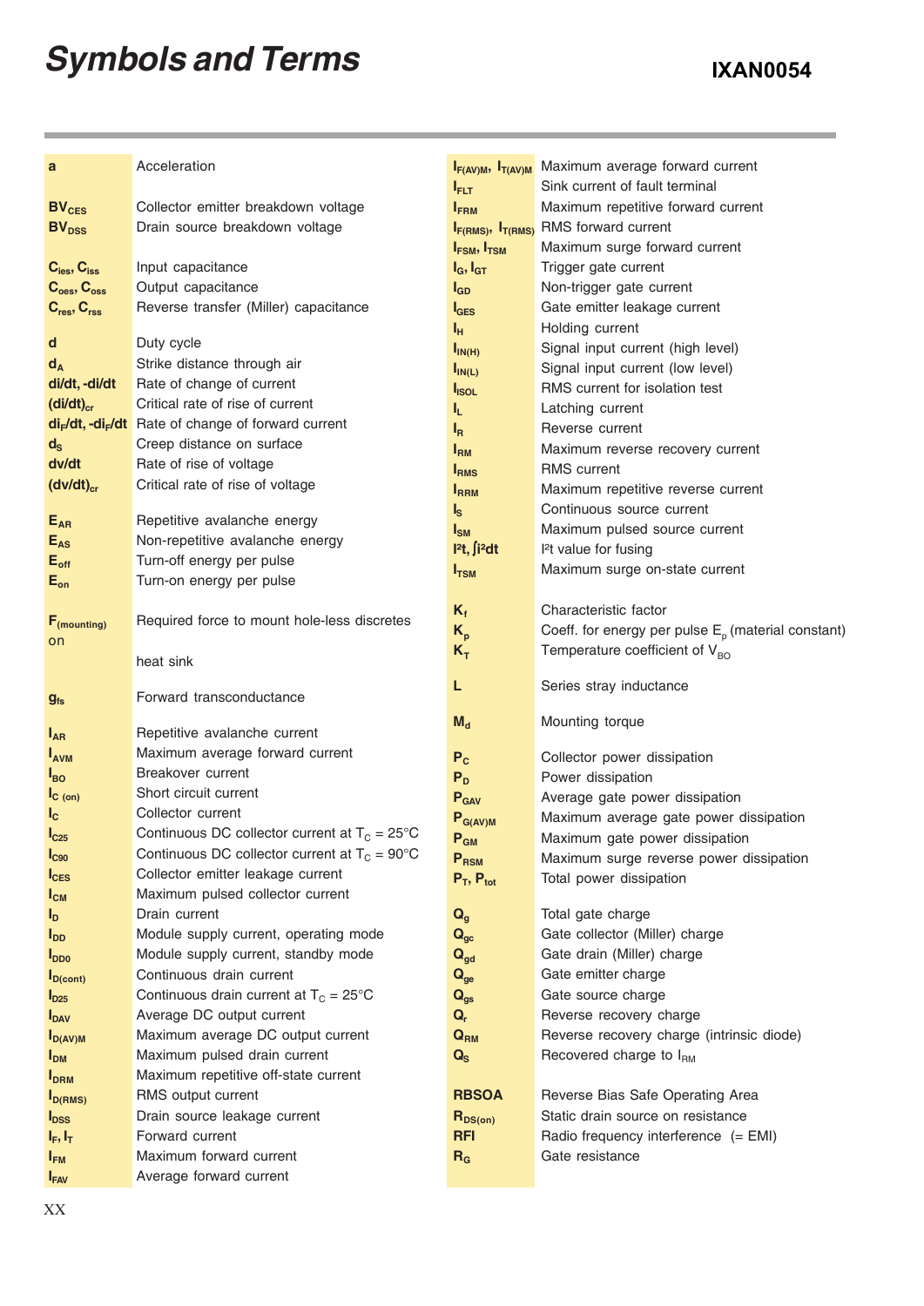# Symbols and Terms

**IXAN0054**

| Symbol | Term |
|---|---|
| **a** | Acceleration |
| | |
| $BV_{CES}$ | Collector emitter breakdown voltage |
| $BV_{DSS}$ | Drain source breakdown voltage |
| | |
| $C_{ies}$, $C_{iss}$ | Input capacitance |
| $C_{oes}$, $C_{oss}$ | Output capacitance |
| $C_{res}$, $C_{rss}$ | Reverse transfer (Miller) capacitance |
| | |
| **d** | Duty cycle |
| $d_A$ | Strike distance through air |
| **di/dt, -di/dt** | Rate of change of current |
| $(di/dt)_{cr}$ | Critical rate of rise of current |
| $di_F/dt$, $-di_F/dt$ | Rate of change of forward current |
| $d_S$ | Creep distance on surface |
| **dv/dt** | Rate of rise of voltage |
| $(dv/dt)_{cr}$ | Critical rate of rise of voltage |
| | |
| $E_{AR}$ | Repetitive avalanche energy |
| $E_{AS}$ | Non-repetitive avalanche energy |
| $E_{off}$ | Turn-off energy per pulse |
| $E_{on}$ | Turn-on energy per pulse |
| | |
| $F_{(mounting)}$ | Required force to mount hole-less discretes on heat sink |
| | |
| $g_{fs}$ | Forward transconductance |
| | |
| $I_{AR}$ | Repetitive avalanche current |
| $I_{AVM}$ | Maximum average forward current |
| $I_{BO}$ | Breakover current |
| $I_{C\ (on)}$ | Short circuit current |
| $I_C$ | Collector current |
| $I_{C25}$ | Continuous DC collector current at $T_C$ = 25°C |
| $I_{C90}$ | Continuous DC collector current at $T_C$ = 90°C |
| $I_{CES}$ | Collector emitter leakage current |
| $I_{CM}$ | Maximum pulsed collector current |
| $I_D$ | Drain current |
| $I_{DD}$ | Module supply current, operating mode |
| $I_{DD0}$ | Module supply current, standby mode |
| $I_{D(cont)}$ | Continuous drain current |
| $I_{D25}$ | Continuous drain current at $T_C$ = 25°C |
| $I_{DAV}$ | Average DC output current |
| $I_{D(AV)M}$ | Maximum average DC output current |
| $I_{DM}$ | Maximum pulsed drain current |
| $I_{DRM}$ | Maximum repetitive off-state current |
| $I_{D(RMS)}$ | RMS output current |
| $I_{DSS}$ | Drain source leakage current |
| $I_F$, $I_T$ | Forward current |
| $I_{FM}$ | Maximum forward current |
| $I_{FAV}$ | Average forward current |
| $I_{F(AV)M}$, $I_{T(AV)M}$ | Maximum average forward current |
| $I_{FLT}$ | Sink current of fault terminal |
| $I_{FRM}$ | Maximum repetitive forward current |
| $I_{F(RMS)}$, $I_{T(RMS)}$ | RMS forward current |
| $I_{FSM}$, $I_{TSM}$ | Maximum surge forward current |
| $I_G$, $I_{GT}$ | Trigger gate current |
| $I_{GD}$ | Non-trigger gate current |
| $I_{GES}$ | Gate emitter leakage current |
| $I_H$ | Holding current |
| $I_{IN(H)}$ | Signal input current (high level) |
| $I_{IN(L)}$ | Signal input current (low level) |
| $I_{ISOL}$ | RMS current for isolation test |
| $I_L$ | Latching current |
| $I_R$ | Reverse current |
| $I_{RM}$ | Maximum reverse recovery current |
| $I_{RMS}$ | RMS current |
| $I_{RRM}$ | Maximum repetitive reverse current |
| $I_S$ | Continuous source current |
| $I_{SM}$ | Maximum pulsed source current |
| $I^2t$, $\int i^2dt$ | $I^2t$ value for fusing |
| $I_{TSM}$ | Maximum surge on-state current |
| | |
| $K_f$ | Characteristic factor |
| $K_p$ | Coeff. for energy per pulse $E_p$ (material constant) |
| $K_T$ | Temperature coefficient of $V_{BO}$ |
| | |
| **L** | Series stray inductance |
| | |
| $M_d$ | Mounting torque |
| | |
| $P_C$ | Collector power dissipation |
| $P_D$ | Power dissipation |
| $P_{GAV}$ | Average gate power dissipation |
| $P_{G(AV)M}$ | Maximum average gate power dissipation |
| $P_{GM}$ | Maximum gate power dissipation |
| $P_{RSM}$ | Maximum surge reverse power dissipation |
| $P_T$, $P_{tot}$ | Total power dissipation |
| | |
| $Q_g$ | Total gate charge |
| $Q_{gc}$ | Gate collector (Miller) charge |
| $Q_{gd}$ | Gate drain (Miller) charge |
| $Q_{ge}$ | Gate emitter charge |
| $Q_{gs}$ | Gate source charge |
| $Q_r$ | Reverse recovery charge |
| $Q_{RM}$ | Reverse recovery charge (intrinsic diode) |
| $Q_S$ | Recovered charge to $I_{RM}$ |
| | |
| **RBSOA** | Reverse Bias Safe Operating Area |
| $R_{DS(on)}$ | Static drain source on resistance |
| **RFI** | Radio frequency interference (= EMI) |
| $R_G$ | Gate resistance |

XX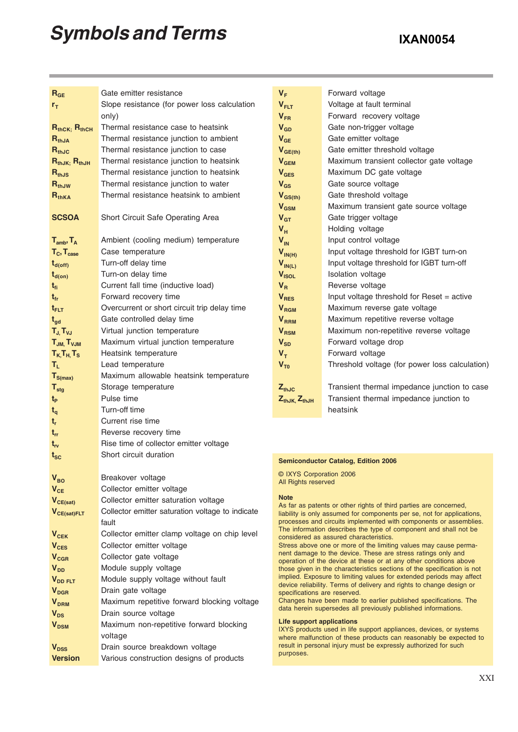# Symbols and Terms

| | |
|---|---|
| $R_{GE}$ | Gate emitter resistance |
| $r_T$ | Slope resistance (for power loss calculation only) |
| $R_{thCK}$; $R_{thCH}$ | Thermal resistance case to heatsink |
| $R_{thJA}$ | Thermal resistance junction to ambient |
| $R_{thJC}$ | Thermal resistance junction to case |
| $R_{thJK}$; $R_{thJH}$ | Thermal resistance junction to heatsink |
| $R_{thJS}$ | Thermal resistance junction to heatsink |
| $R_{thJW}$ | Thermal resistance junction to water |
| $R_{thKA}$ | Thermal resistance heatsink to ambient |
| **SCSOA** | Short Circuit Safe Operating Area |
| $T_{amb}$, $T_A$ | Ambient (cooling medium) temperature |
| $T_C$, $T_{case}$ | Case temperature |
| $t_{d(off)}$ | Turn-off delay time |
| $t_{d(on)}$ | Turn-on delay time |
| $t_{fi}$ | Current fall time (inductive load) |
| $t_{fr}$ | Forward recovery time |
| $t_{FLT}$ | Overcurrent or short circuit trip delay time |
| $t_{gd}$ | Gate controlled delay time |
| $T_J$, $T_{VJ}$ | Virtual junction temperature |
| $T_{JM}$, $T_{VJM}$ | Maximum virtual junction temperature |
| $T_K$, $T_H$, $T_S$ | Heatsink temperature |
| $T_L$ | Lead temperature |
| $T_{S(max)}$ | Maximum allowable heatsink temperature |
| $T_{stg}$ | Storage temperature |
| $t_P$ | Pulse time |
| $t_q$ | Turn-off time |
| $t_r$ | Current rise time |
| $t_{rr}$ | Reverse recovery time |
| $t_{rv}$ | Rise time of collector emitter voltage |
| $t_{SC}$ | Short circuit duration |
| $V_{BO}$ | Breakover voltage |
| $V_{CE}$ | Collector emitter voltage |
| $V_{CE(sat)}$ | Collector emitter saturation voltage |
| $V_{CE(sat)FLT}$ | Collector emitter saturation voltage to indicate fault |
| $V_{CEK}$ | Collector emitter clamp voltage on chip level |
| $V_{CES}$ | Collector emitter voltage |
| $V_{CGR}$ | Collector gate voltage |
| $V_{DD}$ | Module supply voltage |
| $V_{DD\ FLT}$ | Module supply voltage without fault |
| $V_{DGR}$ | Drain gate voltage |
| $V_{DRM}$ | Maximum repetitive forward blocking voltage |
| $V_{DS}$ | Drain source voltage |
| $V_{DSM}$ | Maximum non-repetitive forward blocking voltage |
| $V_{DSS}$ | Drain source breakdown voltage |
| **Version** | Various construction designs of products |
| $V_F$ | Forward voltage |
| $V_{FLT}$ | Voltage at fault terminal |
| $V_{FR}$ | Forward recovery voltage |
| $V_{GD}$ | Gate non-trigger voltage |
| $V_{GE}$ | Gate emitter voltage |
| $V_{GE(th)}$ | Gate emitter threshold voltage |
| $V_{GEM}$ | Maximum transient collector gate voltage |
| $V_{GES}$ | Maximum DC gate voltage |
| $V_{GS}$ | Gate source voltage |
| $V_{GS(th)}$ | Gate threshold voltage |
| $V_{GSM}$ | Maximum transient gate source voltage |
| $V_{GT}$ | Gate trigger voltage |
| $V_H$ | Holding voltage |
| $V_{IN}$ | Input control voltage |
| $V_{IN(H)}$ | Input voltage threshold for IGBT turn-on |
| $V_{IN(L)}$ | Input voltage threshold for IGBT turn-off |
| $V_{ISOL}$ | Isolation voltage |
| $V_R$ | Reverse voltage |
| $V_{RES}$ | Input voltage threshold for Reset = active |
| $V_{RGM}$ | Maximum reverse gate voltage |
| $V_{RRM}$ | Maximum repetitive reverse voltage |
| $V_{RSM}$ | Maximum non-repetitive reverse voltage |
| $V_{SD}$ | Forward voltage drop |
| $V_T$ | Forward voltage |
| $V_{T0}$ | Threshold voltage (for power loss calculation) |
| $Z_{thJC}$ | Transient thermal impedance junction to case |
| $Z_{thJK}$, $Z_{thJH}$ | Transient thermal impedance junction to heatsink |

**Semiconductor Catalog, Edition 2006**

© IXYS Corporation 2006
All Rights reserved

**Note**
As far as patents or other rights of third parties are concerned, liability is only assumed for components per se, not for applications, processes and circuits implemented with components or assemblies. The information describes the type of component and shall not be considered as assured characteristics.
Stress above one or more of the limiting values may cause permanent damage to the device. These are stress ratings only and operation of the device at these or at any other conditions above those given in the characteristics sections of the specification is not implied. Exposure to limiting values for extended periods may affect device reliability. Terms of delivery and rights to change design or specifications are reserved.
Changes have been made to earlier published specifications. The data herein supersedes all previously published informations.

**Life support applications**
IXYS products used in life support appliances, devices, or systems where malfunction of these products can reasonably be expected to result in personal injury must be expressly authorized for such purposes.